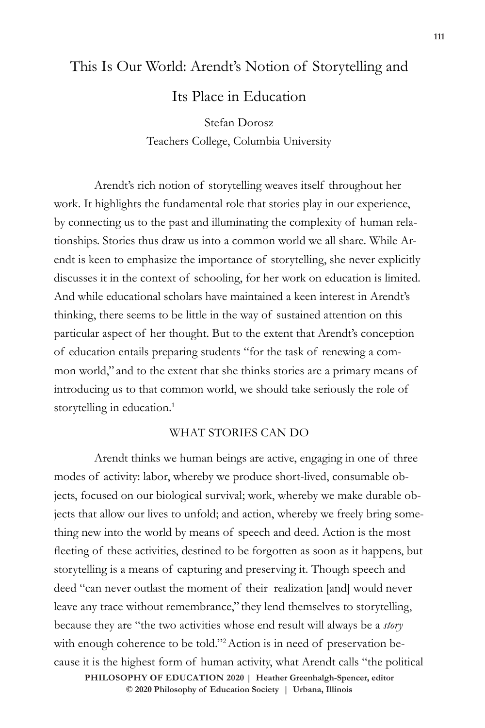# This Is Our World: Arendt's Notion of Storytelling and Its Place in Education

Stefan Dorosz
Teachers College, Columbia University

Arendt's rich notion of storytelling weaves itself throughout her work. It highlights the fundamental role that stories play in our experience, by connecting us to the past and illuminating the complexity of human relationships. Stories thus draw us into a common world we all share. While Arendt is keen to emphasize the importance of storytelling, she never explicitly discusses it in the context of schooling, for her work on education is limited. And while educational scholars have maintained a keen interest in Arendt's thinking, there seems to be little in the way of sustained attention on this particular aspect of her thought. But to the extent that Arendt's conception of education entails preparing students "for the task of renewing a common world," and to the extent that she thinks stories are a primary means of introducing us to that common world, we should take seriously the role of storytelling in education.[1]

## WHAT STORIES CAN DO

Arendt thinks we human beings are active, engaging in one of three modes of activity: labor, whereby we produce short-lived, consumable objects, focused on our biological survival; work, whereby we make durable objects that allow our lives to unfold; and action, whereby we freely bring something new into the world by means of speech and deed. Action is the most fleeting of these activities, destined to be forgotten as soon as it happens, but storytelling is a means of capturing and preserving it. Though speech and deed "can never outlast the moment of their realization [and] would never leave any trace without remembrance," they lend themselves to storytelling, because they are "the two activities whose end result will always be a *story* with enough coherence to be told."[2] Action is in need of preservation because it is the highest form of human activity, what Arendt calls "the political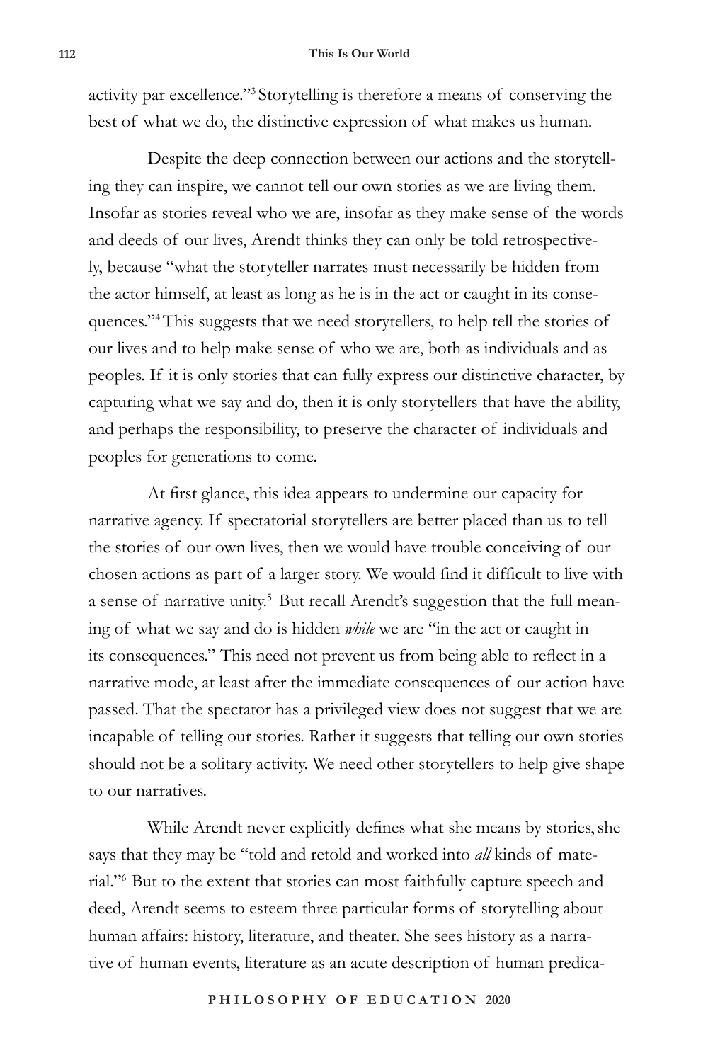activity par excellence."[3] Storytelling is therefore a means of conserving the best of what we do, the distinctive expression of what makes us human.

Despite the deep connection between our actions and the storytelling they can inspire, we cannot tell our own stories as we are living them. Insofar as stories reveal who we are, insofar as they make sense of the words and deeds of our lives, Arendt thinks they can only be told retrospectively, because "what the storyteller narrates must necessarily be hidden from the actor himself, at least as long as he is in the act or caught in its consequences."[4] This suggests that we need storytellers, to help tell the stories of our lives and to help make sense of who we are, both as individuals and as peoples. If it is only stories that can fully express our distinctive character, by capturing what we say and do, then it is only storytellers that have the ability, and perhaps the responsibility, to preserve the character of individuals and peoples for generations to come.

At first glance, this idea appears to undermine our capacity for narrative agency. If spectatorial storytellers are better placed than us to tell the stories of our own lives, then we would have trouble conceiving of our chosen actions as part of a larger story. We would find it difficult to live with a sense of narrative unity.[5] But recall Arendt's suggestion that the full meaning of what we say and do is hidden *while* we are "in the act or caught in its consequences." This need not prevent us from being able to reflect in a narrative mode, at least after the immediate consequences of our action have passed. That the spectator has a privileged view does not suggest that we are incapable of telling our stories. Rather it suggests that telling our own stories should not be a solitary activity. We need other storytellers to help give shape to our narratives.

While Arendt never explicitly defines what she means by stories, she says that they may be "told and retold and worked into *all* kinds of material."[6] But to the extent that stories can most faithfully capture speech and deed, Arendt seems to esteem three particular forms of storytelling about human affairs: history, literature, and theater. She sees history as a narrative of human events, literature as an acute description of human predica-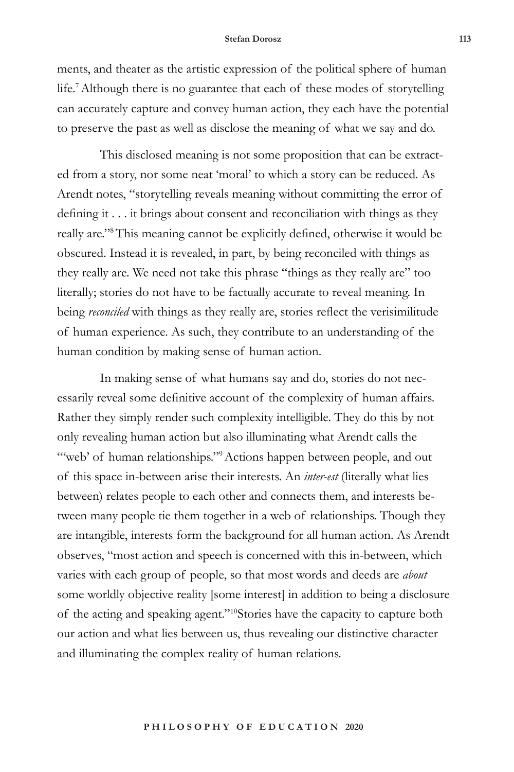ments, and theater as the artistic expression of the political sphere of human life.[7] Although there is no guarantee that each of these modes of storytelling can accurately capture and convey human action, they each have the potential to preserve the past as well as disclose the meaning of what we say and do.

This disclosed meaning is not some proposition that can be extracted from a story, nor some neat 'moral' to which a story can be reduced. As Arendt notes, "storytelling reveals meaning without committing the error of defining it . . . it brings about consent and reconciliation with things as they really are."[8] This meaning cannot be explicitly defined, otherwise it would be obscured. Instead it is revealed, in part, by being reconciled with things as they really are. We need not take this phrase "things as they really are" too literally; stories do not have to be factually accurate to reveal meaning. In being *reconciled* with things as they really are, stories reflect the verisimilitude of human experience. As such, they contribute to an understanding of the human condition by making sense of human action.

In making sense of what humans say and do, stories do not necessarily reveal some definitive account of the complexity of human affairs. Rather they simply render such complexity intelligible. They do this by not only revealing human action but also illuminating what Arendt calls the "'web' of human relationships."[9] Actions happen between people, and out of this space in-between arise their interests. An *inter-est* (literally what lies between) relates people to each other and connects them, and interests between many people tie them together in a web of relationships. Though they are intangible, interests form the background for all human action. As Arendt observes, "most action and speech is concerned with this in-between, which varies with each group of people, so that most words and deeds are *about* some worldly objective reality [some interest] in addition to being a disclosure of the acting and speaking agent."[10] Stories have the capacity to capture both our action and what lies between us, thus revealing our distinctive character and illuminating the complex reality of human relations.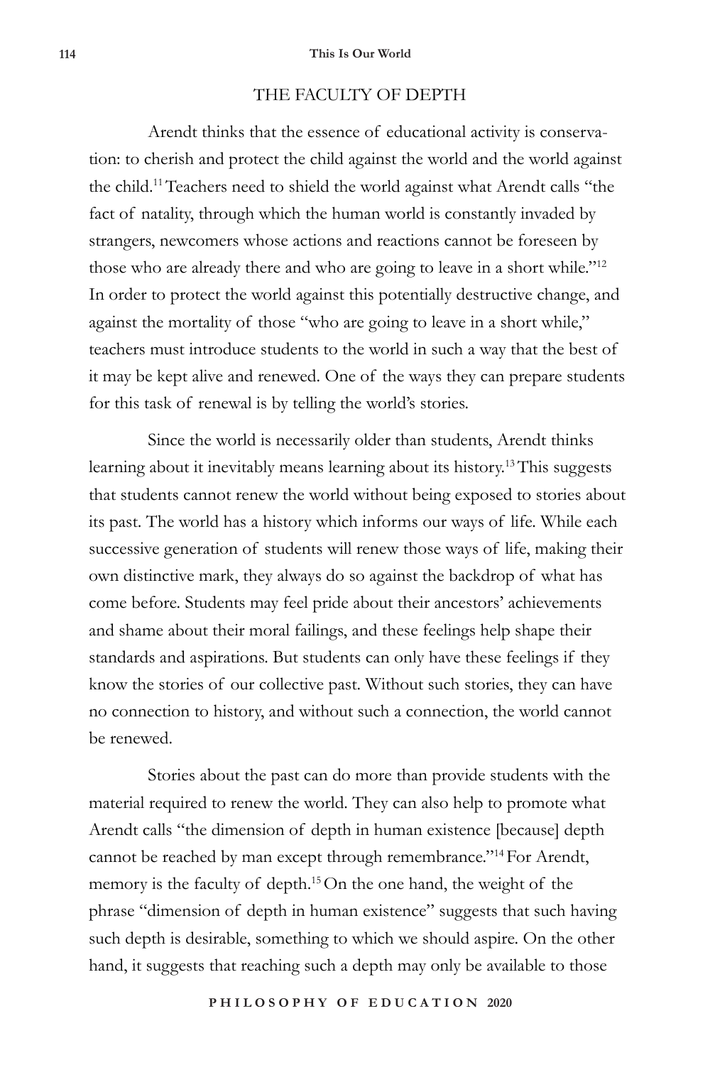## THE FACULTY OF DEPTH

Arendt thinks that the essence of educational activity is conservation: to cherish and protect the child against the world and the world against the child.[11] Teachers need to shield the world against what Arendt calls "the fact of natality, through which the human world is constantly invaded by strangers, newcomers whose actions and reactions cannot be foreseen by those who are already there and who are going to leave in a short while."[12] In order to protect the world against this potentially destructive change, and against the mortality of those "who are going to leave in a short while," teachers must introduce students to the world in such a way that the best of it may be kept alive and renewed. One of the ways they can prepare students for this task of renewal is by telling the world's stories.

Since the world is necessarily older than students, Arendt thinks learning about it inevitably means learning about its history.[13] This suggests that students cannot renew the world without being exposed to stories about its past. The world has a history which informs our ways of life. While each successive generation of students will renew those ways of life, making their own distinctive mark, they always do so against the backdrop of what has come before. Students may feel pride about their ancestors' achievements and shame about their moral failings, and these feelings help shape their standards and aspirations. But students can only have these feelings if they know the stories of our collective past. Without such stories, they can have no connection to history, and without such a connection, the world cannot be renewed.

Stories about the past can do more than provide students with the material required to renew the world. They can also help to promote what Arendt calls "the dimension of depth in human existence [because] depth cannot be reached by man except through remembrance."[14] For Arendt, memory is the faculty of depth.[15] On the one hand, the weight of the phrase "dimension of depth in human existence" suggests that such having such depth is desirable, something to which we should aspire. On the other hand, it suggests that reaching such a depth may only be available to those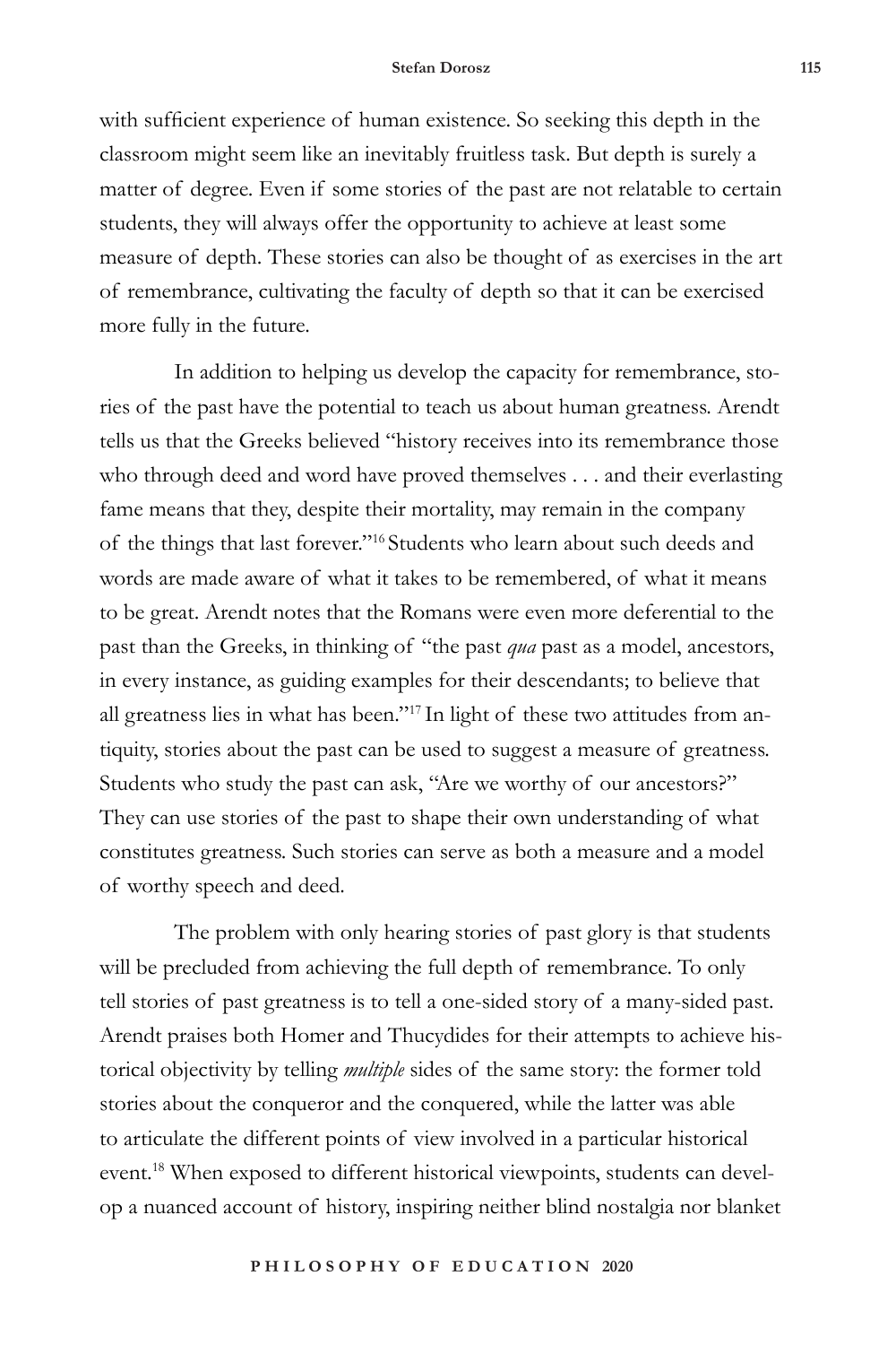with sufficient experience of human existence. So seeking this depth in the classroom might seem like an inevitably fruitless task. But depth is surely a matter of degree. Even if some stories of the past are not relatable to certain students, they will always offer the opportunity to achieve at least some measure of depth. These stories can also be thought of as exercises in the art of remembrance, cultivating the faculty of depth so that it can be exercised more fully in the future.

In addition to helping us develop the capacity for remembrance, stories of the past have the potential to teach us about human greatness. Arendt tells us that the Greeks believed "history receives into its remembrance those who through deed and word have proved themselves . . . and their everlasting fame means that they, despite their mortality, may remain in the company of the things that last forever."[16] Students who learn about such deeds and words are made aware of what it takes to be remembered, of what it means to be great. Arendt notes that the Romans were even more deferential to the past than the Greeks, in thinking of "the past *qua* past as a model, ancestors, in every instance, as guiding examples for their descendants; to believe that all greatness lies in what has been."[17] In light of these two attitudes from antiquity, stories about the past can be used to suggest a measure of greatness. Students who study the past can ask, "Are we worthy of our ancestors?" They can use stories of the past to shape their own understanding of what constitutes greatness. Such stories can serve as both a measure and a model of worthy speech and deed.

The problem with only hearing stories of past glory is that students will be precluded from achieving the full depth of remembrance. To only tell stories of past greatness is to tell a one-sided story of a many-sided past. Arendt praises both Homer and Thucydides for their attempts to achieve historical objectivity by telling *multiple* sides of the same story: the former told stories about the conqueror and the conquered, while the latter was able to articulate the different points of view involved in a particular historical event.[18] When exposed to different historical viewpoints, students can develop a nuanced account of history, inspiring neither blind nostalgia nor blanket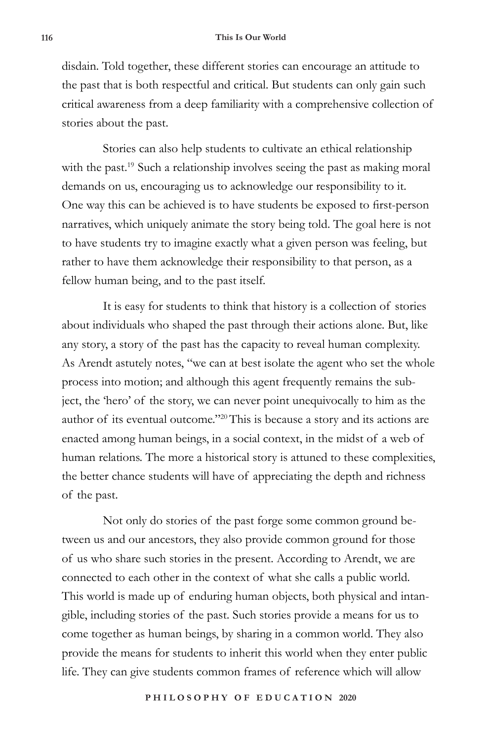disdain. Told together, these different stories can encourage an attitude to the past that is both respectful and critical. But students can only gain such critical awareness from a deep familiarity with a comprehensive collection of stories about the past.

Stories can also help students to cultivate an ethical relationship with the past.[19] Such a relationship involves seeing the past as making moral demands on us, encouraging us to acknowledge our responsibility to it. One way this can be achieved is to have students be exposed to first-person narratives, which uniquely animate the story being told. The goal here is not to have students try to imagine exactly what a given person was feeling, but rather to have them acknowledge their responsibility to that person, as a fellow human being, and to the past itself.

It is easy for students to think that history is a collection of stories about individuals who shaped the past through their actions alone. But, like any story, a story of the past has the capacity to reveal human complexity. As Arendt astutely notes, "we can at best isolate the agent who set the whole process into motion; and although this agent frequently remains the subject, the 'hero' of the story, we can never point unequivocally to him as the author of its eventual outcome."[20] This is because a story and its actions are enacted among human beings, in a social context, in the midst of a web of human relations. The more a historical story is attuned to these complexities, the better chance students will have of appreciating the depth and richness of the past.

Not only do stories of the past forge some common ground between us and our ancestors, they also provide common ground for those of us who share such stories in the present. According to Arendt, we are connected to each other in the context of what she calls a public world. This world is made up of enduring human objects, both physical and intangible, including stories of the past. Such stories provide a means for us to come together as human beings, by sharing in a common world. They also provide the means for students to inherit this world when they enter public life. They can give students common frames of reference which will allow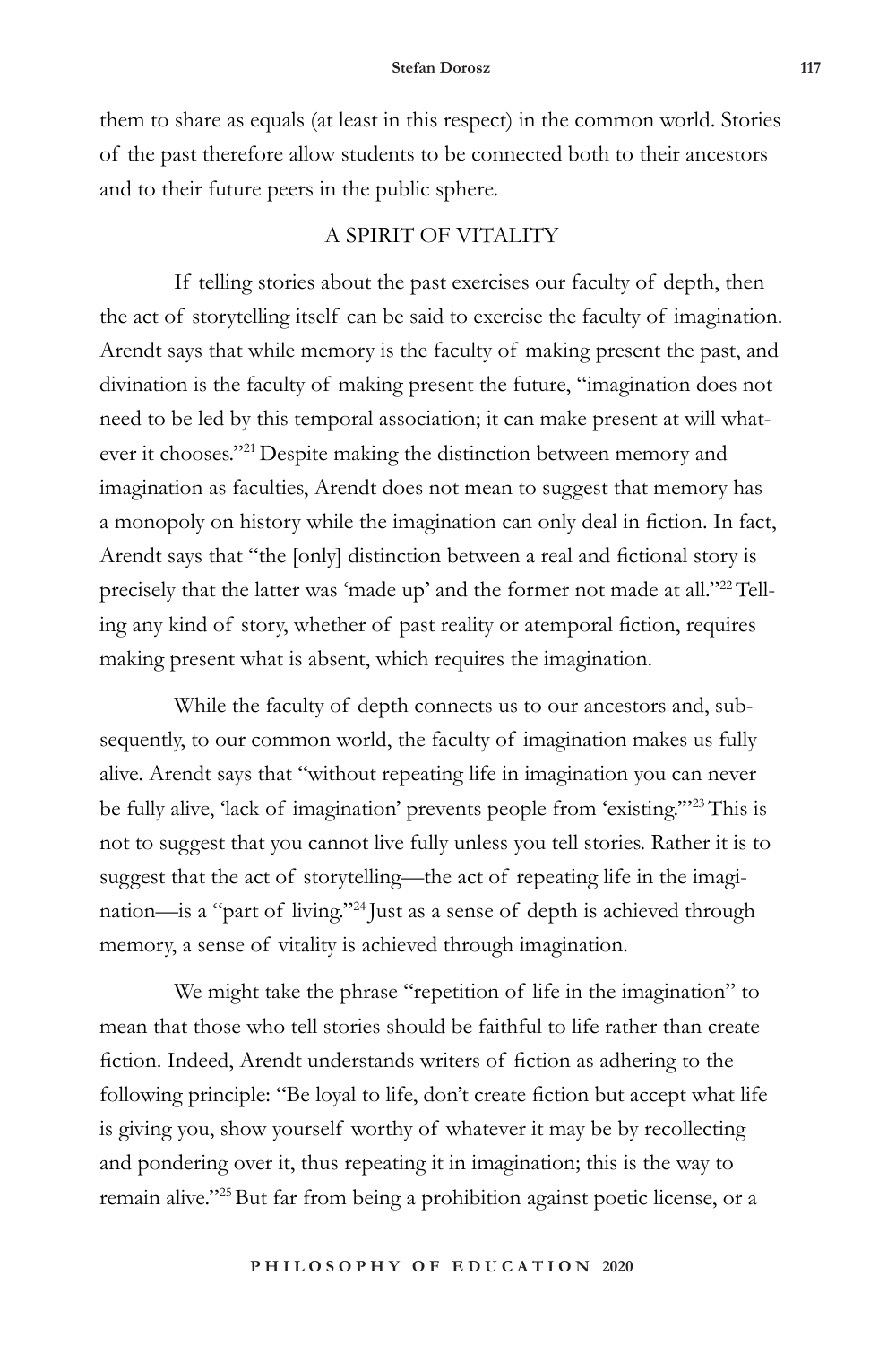them to share as equals (at least in this respect) in the common world. Stories of the past therefore allow students to be connected both to their ancestors and to their future peers in the public sphere.

## A SPIRIT OF VITALITY

If telling stories about the past exercises our faculty of depth, then the act of storytelling itself can be said to exercise the faculty of imagination. Arendt says that while memory is the faculty of making present the past, and divination is the faculty of making present the future, "imagination does not need to be led by this temporal association; it can make present at will whatever it chooses."[21] Despite making the distinction between memory and imagination as faculties, Arendt does not mean to suggest that memory has a monopoly on history while the imagination can only deal in fiction. In fact, Arendt says that "the [only] distinction between a real and fictional story is precisely that the latter was 'made up' and the former not made at all."[22] Telling any kind of story, whether of past reality or atemporal fiction, requires making present what is absent, which requires the imagination.

While the faculty of depth connects us to our ancestors and, subsequently, to our common world, the faculty of imagination makes us fully alive. Arendt says that "without repeating life in imagination you can never be fully alive, 'lack of imagination' prevents people from 'existing.'"[23] This is not to suggest that you cannot live fully unless you tell stories. Rather it is to suggest that the act of storytelling—the act of repeating life in the imagination—is a "part of living."[24] Just as a sense of depth is achieved through memory, a sense of vitality is achieved through imagination.

We might take the phrase "repetition of life in the imagination" to mean that those who tell stories should be faithful to life rather than create fiction. Indeed, Arendt understands writers of fiction as adhering to the following principle: "Be loyal to life, don't create fiction but accept what life is giving you, show yourself worthy of whatever it may be by recollecting and pondering over it, thus repeating it in imagination; this is the way to remain alive."[25] But far from being a prohibition against poetic license, or a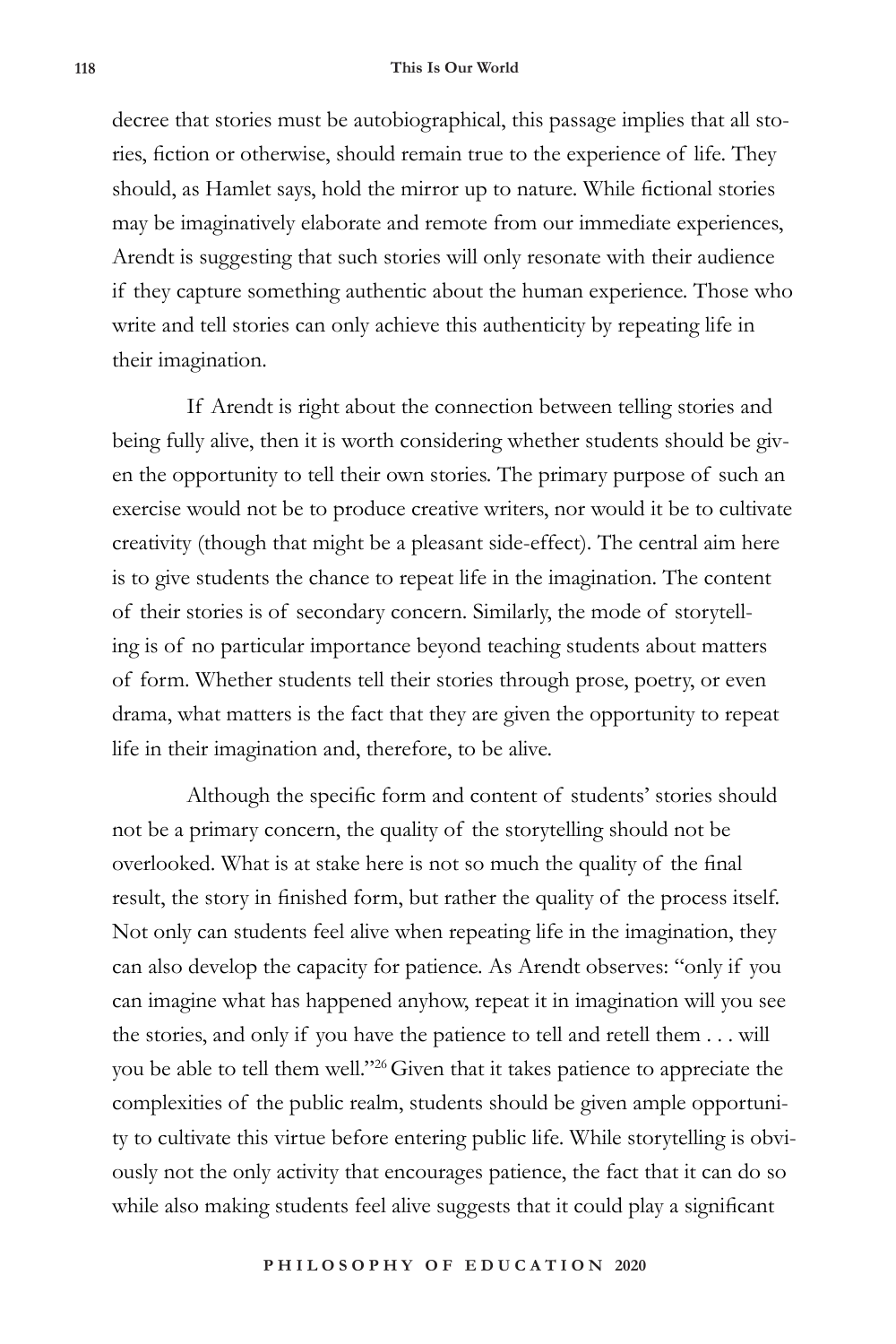decree that stories must be autobiographical, this passage implies that all stories, fiction or otherwise, should remain true to the experience of life. They should, as Hamlet says, hold the mirror up to nature. While fictional stories may be imaginatively elaborate and remote from our immediate experiences, Arendt is suggesting that such stories will only resonate with their audience if they capture something authentic about the human experience. Those who write and tell stories can only achieve this authenticity by repeating life in their imagination.

If Arendt is right about the connection between telling stories and being fully alive, then it is worth considering whether students should be given the opportunity to tell their own stories. The primary purpose of such an exercise would not be to produce creative writers, nor would it be to cultivate creativity (though that might be a pleasant side-effect). The central aim here is to give students the chance to repeat life in the imagination. The content of their stories is of secondary concern. Similarly, the mode of storytelling is of no particular importance beyond teaching students about matters of form. Whether students tell their stories through prose, poetry, or even drama, what matters is the fact that they are given the opportunity to repeat life in their imagination and, therefore, to be alive.

Although the specific form and content of students' stories should not be a primary concern, the quality of the storytelling should not be overlooked. What is at stake here is not so much the quality of the final result, the story in finished form, but rather the quality of the process itself. Not only can students feel alive when repeating life in the imagination, they can also develop the capacity for patience. As Arendt observes: "only if you can imagine what has happened anyhow, repeat it in imagination will you see the stories, and only if you have the patience to tell and retell them . . . will you be able to tell them well."[26] Given that it takes patience to appreciate the complexities of the public realm, students should be given ample opportunity to cultivate this virtue before entering public life. While storytelling is obviously not the only activity that encourages patience, the fact that it can do so while also making students feel alive suggests that it could play a significant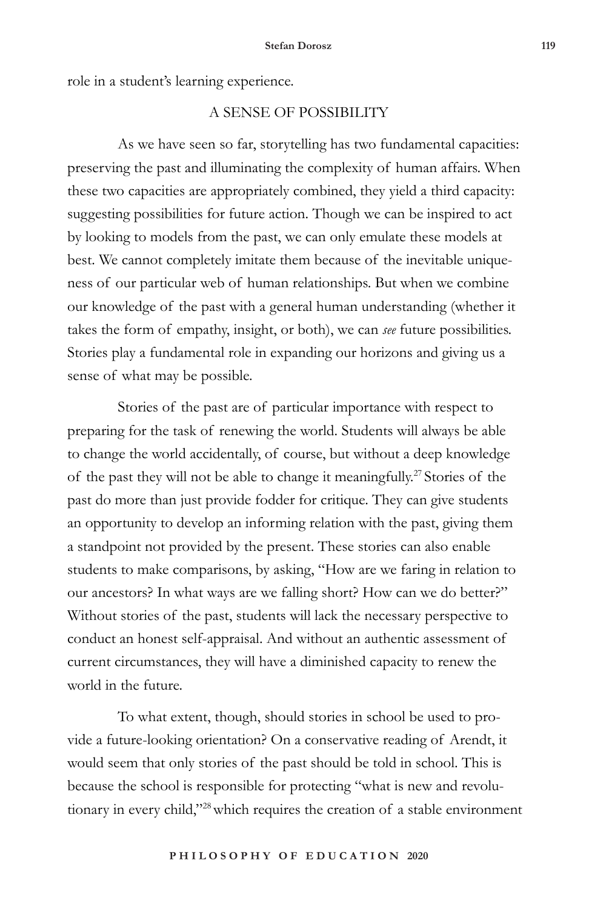role in a student's learning experience.

## A SENSE OF POSSIBILITY

As we have seen so far, storytelling has two fundamental capacities: preserving the past and illuminating the complexity of human affairs. When these two capacities are appropriately combined, they yield a third capacity: suggesting possibilities for future action. Though we can be inspired to act by looking to models from the past, we can only emulate these models at best. We cannot completely imitate them because of the inevitable uniqueness of our particular web of human relationships. But when we combine our knowledge of the past with a general human understanding (whether it takes the form of empathy, insight, or both), we can *see* future possibilities. Stories play a fundamental role in expanding our horizons and giving us a sense of what may be possible.

Stories of the past are of particular importance with respect to preparing for the task of renewing the world. Students will always be able to change the world accidentally, of course, but without a deep knowledge of the past they will not be able to change it meaningfully.[27] Stories of the past do more than just provide fodder for critique. They can give students an opportunity to develop an informing relation with the past, giving them a standpoint not provided by the present. These stories can also enable students to make comparisons, by asking, "How are we faring in relation to our ancestors? In what ways are we falling short? How can we do better?" Without stories of the past, students will lack the necessary perspective to conduct an honest self-appraisal. And without an authentic assessment of current circumstances, they will have a diminished capacity to renew the world in the future.

To what extent, though, should stories in school be used to provide a future-looking orientation? On a conservative reading of Arendt, it would seem that only stories of the past should be told in school. This is because the school is responsible for protecting "what is new and revolutionary in every child,"[28] which requires the creation of a stable environment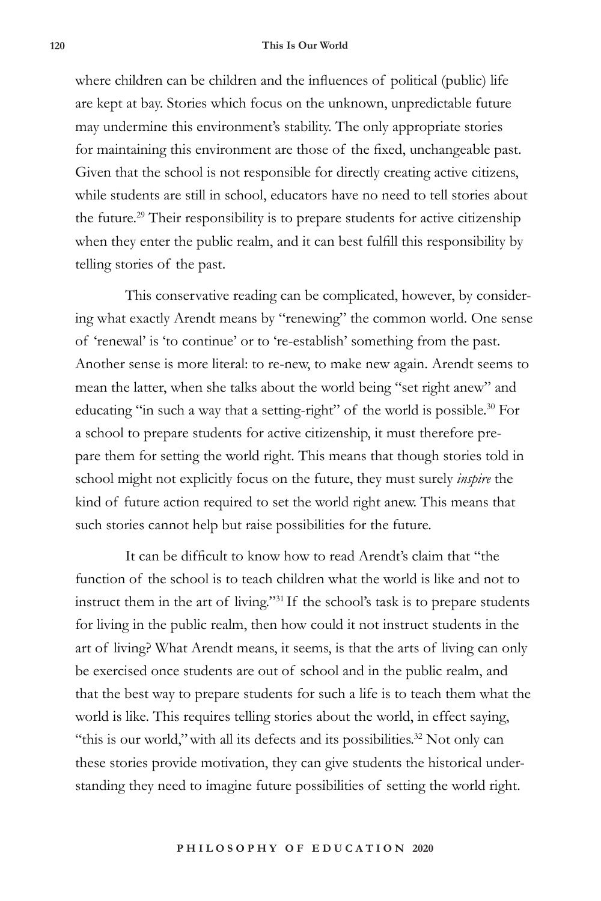where children can be children and the influences of political (public) life are kept at bay. Stories which focus on the unknown, unpredictable future may undermine this environment's stability. The only appropriate stories for maintaining this environment are those of the fixed, unchangeable past. Given that the school is not responsible for directly creating active citizens, while students are still in school, educators have no need to tell stories about the future.[29] Their responsibility is to prepare students for active citizenship when they enter the public realm, and it can best fulfill this responsibility by telling stories of the past.

This conservative reading can be complicated, however, by considering what exactly Arendt means by "renewing" the common world. One sense of 'renewal' is 'to continue' or to 're-establish' something from the past. Another sense is more literal: to re-new, to make new again. Arendt seems to mean the latter, when she talks about the world being "set right anew" and educating "in such a way that a setting-right" of the world is possible.[30] For a school to prepare students for active citizenship, it must therefore prepare them for setting the world right. This means that though stories told in school might not explicitly focus on the future, they must surely *inspire* the kind of future action required to set the world right anew. This means that such stories cannot help but raise possibilities for the future.

It can be difficult to know how to read Arendt's claim that "the function of the school is to teach children what the world is like and not to instruct them in the art of living."[31] If the school's task is to prepare students for living in the public realm, then how could it not instruct students in the art of living? What Arendt means, it seems, is that the arts of living can only be exercised once students are out of school and in the public realm, and that the best way to prepare students for such a life is to teach them what the world is like. This requires telling stories about the world, in effect saying, "this is our world," with all its defects and its possibilities.[32] Not only can these stories provide motivation, they can give students the historical understanding they need to imagine future possibilities of setting the world right.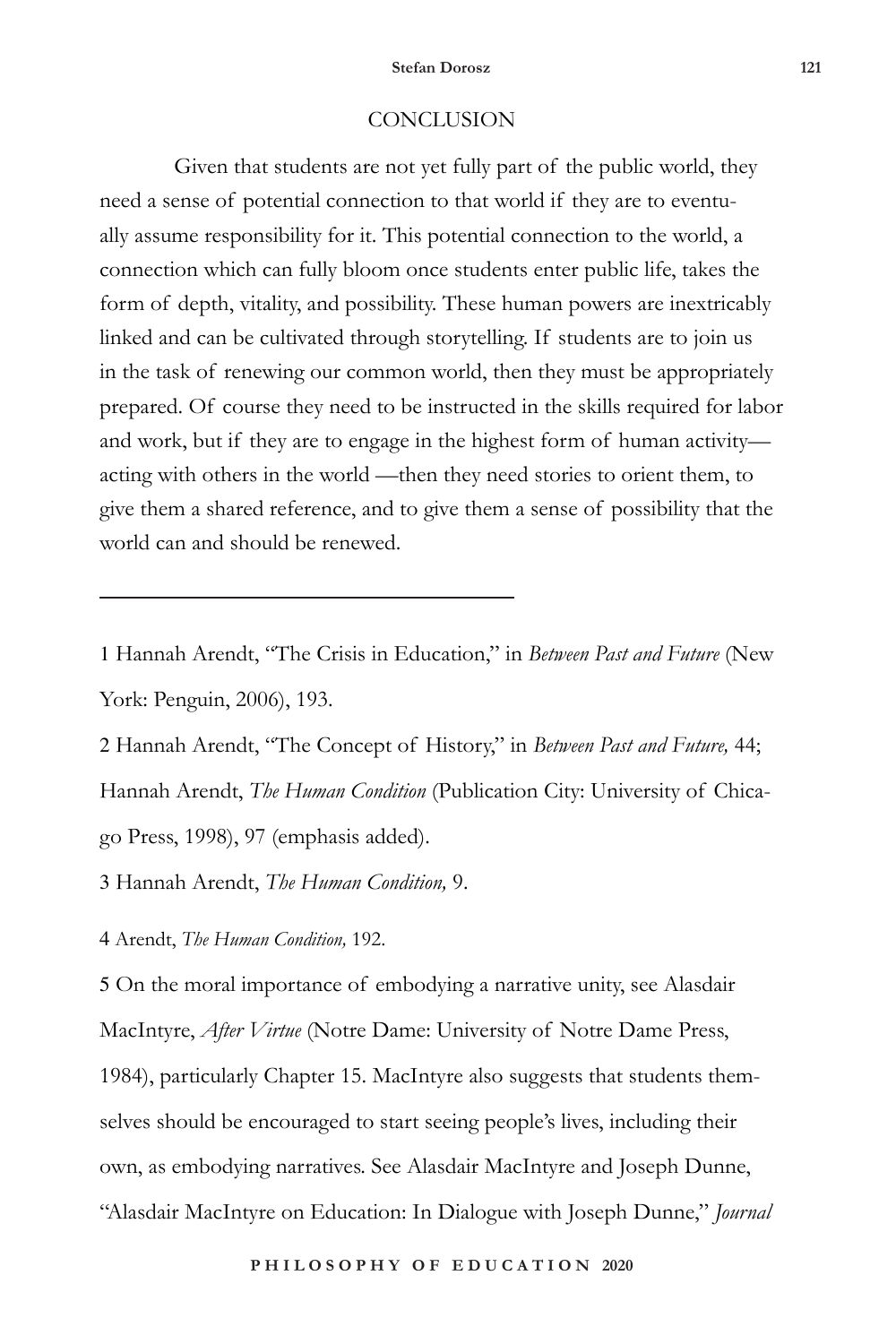## CONCLUSION

Given that students are not yet fully part of the public world, they need a sense of potential connection to that world if they are to eventually assume responsibility for it. This potential connection to the world, a connection which can fully bloom once students enter public life, takes the form of depth, vitality, and possibility. These human powers are inextricably linked and can be cultivated through storytelling. If students are to join us in the task of renewing our common world, then they must be appropriately prepared. Of course they need to be instructed in the skills required for labor and work, but if they are to engage in the highest form of human activity—acting with others in the world —then they need stories to orient them, to give them a shared reference, and to give them a sense of possibility that the world can and should be renewed.

---

1 Hannah Arendt, "The Crisis in Education," in *Between Past and Future* (New York: Penguin, 2006), 193.

2 Hannah Arendt, "The Concept of History," in *Between Past and Future,* 44; Hannah Arendt, *The Human Condition* (Publication City: University of Chicago Press, 1998), 97 (emphasis added).

3 Hannah Arendt, *The Human Condition,* 9.

4 Arendt, *The Human Condition,* 192.

5 On the moral importance of embodying a narrative unity, see Alasdair MacIntyre, *After Virtue* (Notre Dame: University of Notre Dame Press, 1984), particularly Chapter 15. MacIntyre also suggests that students themselves should be encouraged to start seeing people's lives, including their own, as embodying narratives. See Alasdair MacIntyre and Joseph Dunne, "Alasdair MacIntyre on Education: In Dialogue with Joseph Dunne," *Journal*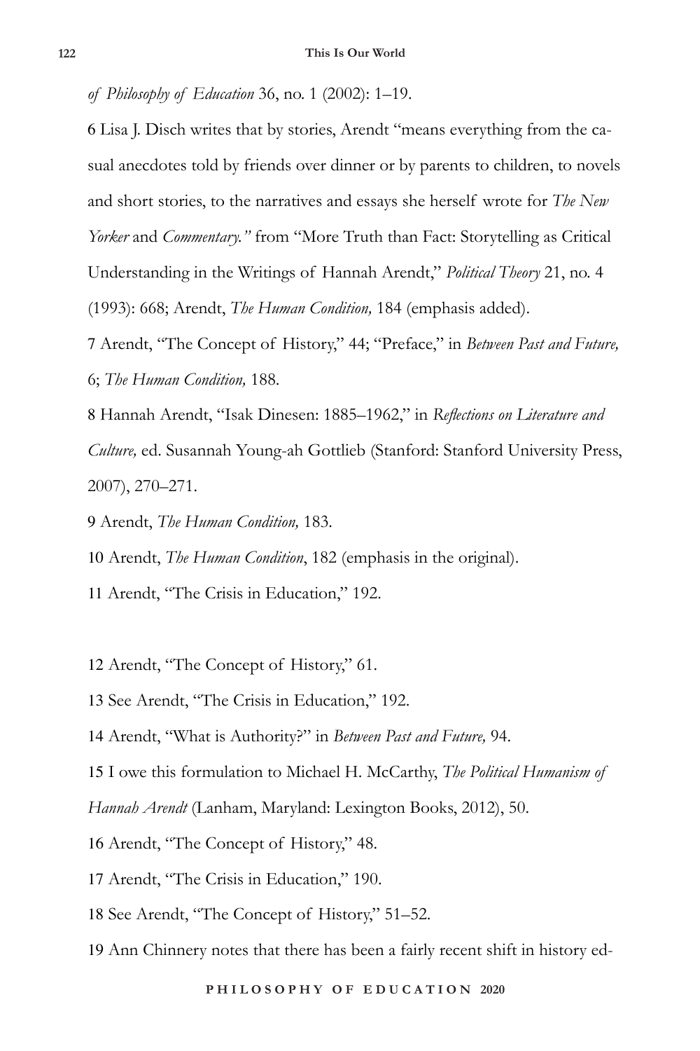*of Philosophy of Education* 36, no. 1 (2002): 1–19.

6 Lisa J. Disch writes that by stories, Arendt "means everything from the casual anecdotes told by friends over dinner or by parents to children, to novels and short stories, to the narratives and essays she herself wrote for *The New Yorker* and *Commentary."* from "More Truth than Fact: Storytelling as Critical Understanding in the Writings of Hannah Arendt," *Political Theory* 21, no. 4 (1993): 668; Arendt, *The Human Condition,* 184 (emphasis added).

7 Arendt, "The Concept of History," 44; "Preface," in *Between Past and Future,* 6; *The Human Condition,* 188.

8 Hannah Arendt, "Isak Dinesen: 1885–1962," in *Reflections on Literature and Culture,* ed. Susannah Young-ah Gottlieb (Stanford: Stanford University Press, 2007), 270–271.

9 Arendt, *The Human Condition,* 183.

10 Arendt, *The Human Condition*, 182 (emphasis in the original).

11 Arendt, "The Crisis in Education," 192.

12 Arendt, "The Concept of History," 61.

13 See Arendt, "The Crisis in Education," 192.

14 Arendt, "What is Authority?" in *Between Past and Future,* 94.

15 I owe this formulation to Michael H. McCarthy, *The Political Humanism of Hannah Arendt* (Lanham, Maryland: Lexington Books, 2012), 50.

16 Arendt, "The Concept of History," 48.

17 Arendt, "The Crisis in Education," 190.

18 See Arendt, "The Concept of History," 51–52.

19 Ann Chinnery notes that there has been a fairly recent shift in history ed-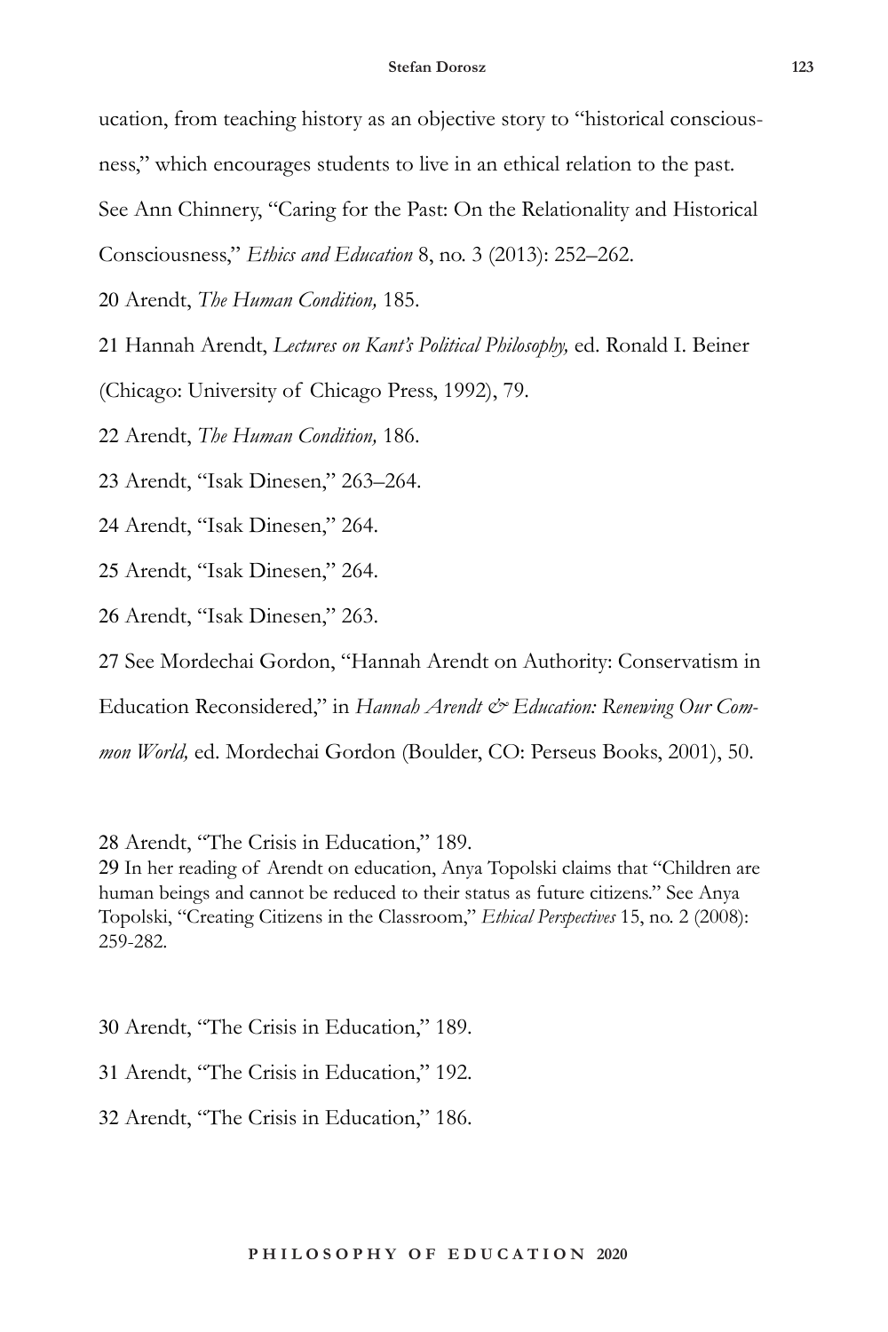ucation, from teaching history as an objective story to "historical consciousness," which encourages students to live in an ethical relation to the past. See Ann Chinnery, "Caring for the Past: On the Relationality and Historical Consciousness," *Ethics and Education* 8, no. 3 (2013): 252–262.

20 Arendt, *The Human Condition,* 185.

21 Hannah Arendt, *Lectures on Kant's Political Philosophy,* ed. Ronald I. Beiner (Chicago: University of Chicago Press, 1992), 79.

22 Arendt, *The Human Condition,* 186.

23 Arendt, "Isak Dinesen," 263–264.

24 Arendt, "Isak Dinesen," 264.

25 Arendt, "Isak Dinesen," 264.

26 Arendt, "Isak Dinesen," 263.

27 See Mordechai Gordon, "Hannah Arendt on Authority: Conservatism in Education Reconsidered," in *Hannah Arendt & Education: Renewing Our Common World,* ed. Mordechai Gordon (Boulder, CO: Perseus Books, 2001), 50.

28 Arendt, "The Crisis in Education," 189.

29 In her reading of Arendt on education, Anya Topolski claims that "Children are human beings and cannot be reduced to their status as future citizens." See Anya Topolski, "Creating Citizens in the Classroom," *Ethical Perspectives* 15, no. 2 (2008): 259-282.

30 Arendt, "The Crisis in Education," 189.

31 Arendt, "The Crisis in Education," 192.

32 Arendt, "The Crisis in Education," 186.